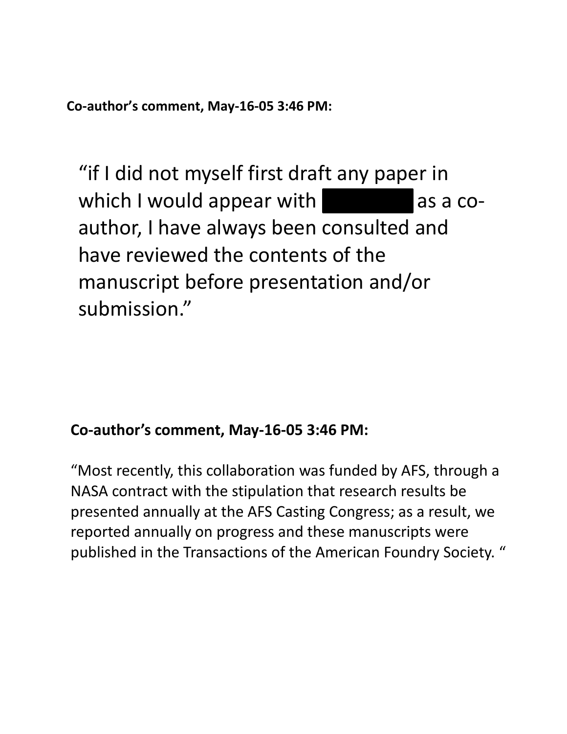**Co-author's comment, May-16-05 3:46 PM:**

"if I did not myself first draft any paper in which I would appear with [REDACTED] as a co-author, I have always been consulted and have reviewed the contents of the manuscript before presentation and/or submission."

**Co-author's comment, May-16-05 3:46 PM:**

"Most recently, this collaboration was funded by AFS, through a NASA contract with the stipulation that research results be presented annually at the AFS Casting Congress; as a result, we reported annually on progress and these manuscripts were published in the Transactions of the American Foundry Society. "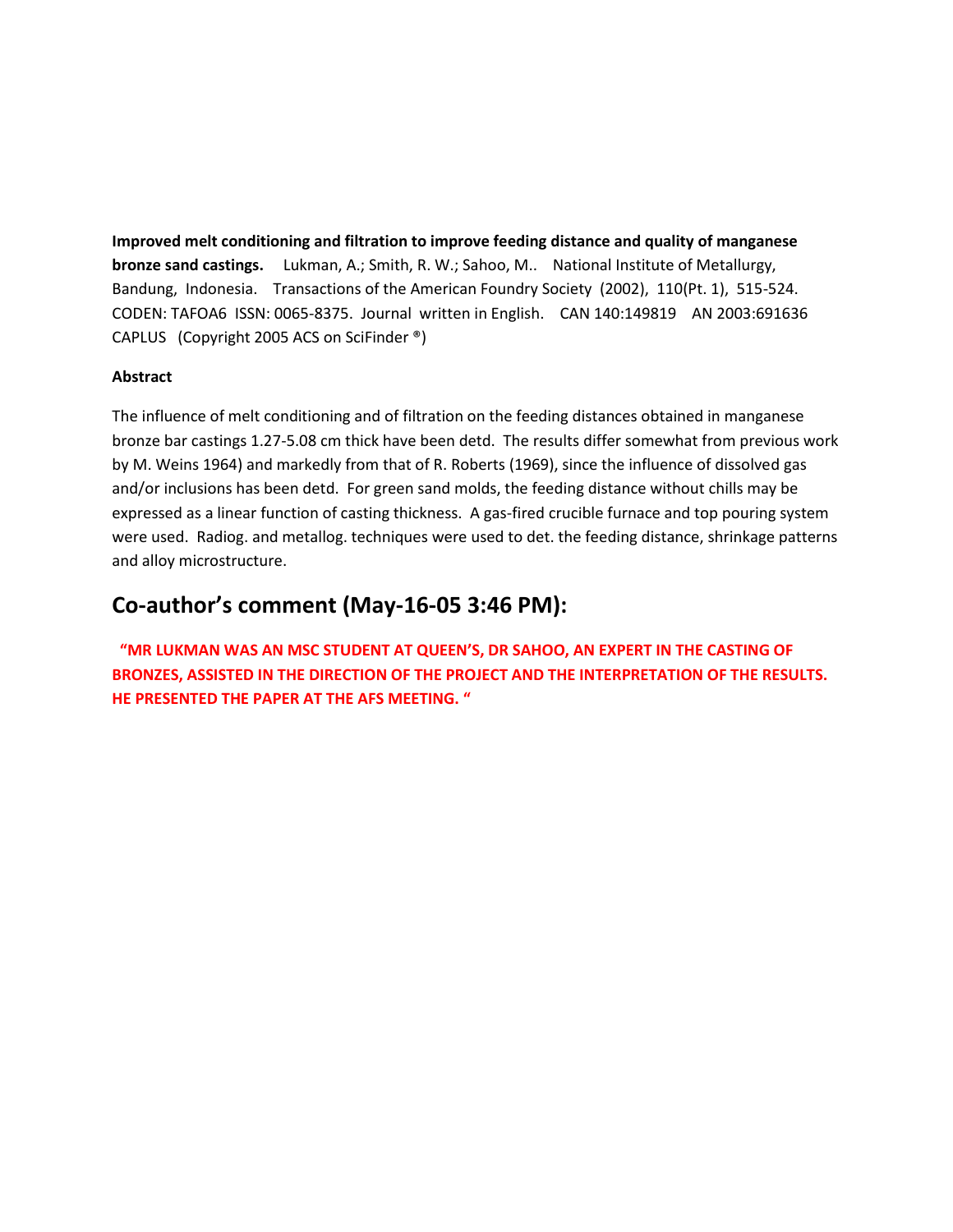**Improved melt conditioning and filtration to improve feeding distance and quality of manganese bronze sand castings.** Lukman, A.; Smith, R. W.; Sahoo, M.. National Institute of Metallurgy, Bandung, Indonesia. Transactions of the American Foundry Society (2002), 110(Pt. 1), 515-524. CODEN: TAFOA6 ISSN: 0065-8375. Journal written in English. CAN 140:149819 AN 2003:691636 CAPLUS (Copyright 2005 ACS on SciFinder ®)

**Abstract**

The influence of melt conditioning and of filtration on the feeding distances obtained in manganese bronze bar castings 1.27-5.08 cm thick have been detd. The results differ somewhat from previous work by M. Weins 1964) and markedly from that of R. Roberts (1969), since the influence of dissolved gas and/or inclusions has been detd. For green sand molds, the feeding distance without chills may be expressed as a linear function of casting thickness. A gas-fired crucible furnace and top pouring system were used. Radiog. and metallog. techniques were used to det. the feeding distance, shrinkage patterns and alloy microstructure.

## Co-author's comment (May-16-05 3:46 PM):

**"MR LUKMAN WAS AN MSC STUDENT AT QUEEN'S, DR SAHOO, AN EXPERT IN THE CASTING OF BRONZES, ASSISTED IN THE DIRECTION OF THE PROJECT AND THE INTERPRETATION OF THE RESULTS. HE PRESENTED THE PAPER AT THE AFS MEETING. "**